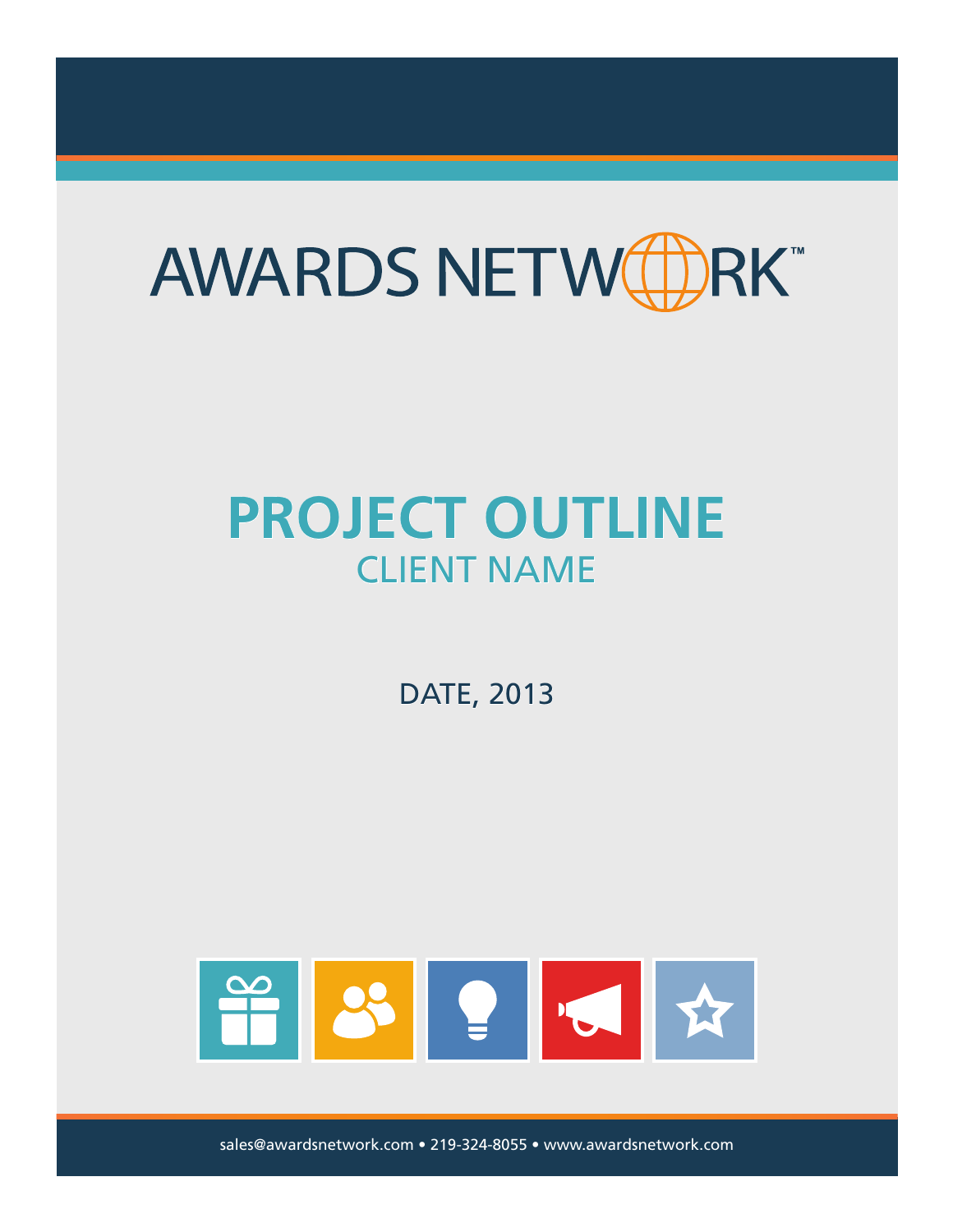# AWARDS NETWORK™

## PROJECT OUTLINE

### CLIENT NAME

DATE, 2013

sales@awardsnetwork.com • 219-324-8055 • www.awardsnetwork.com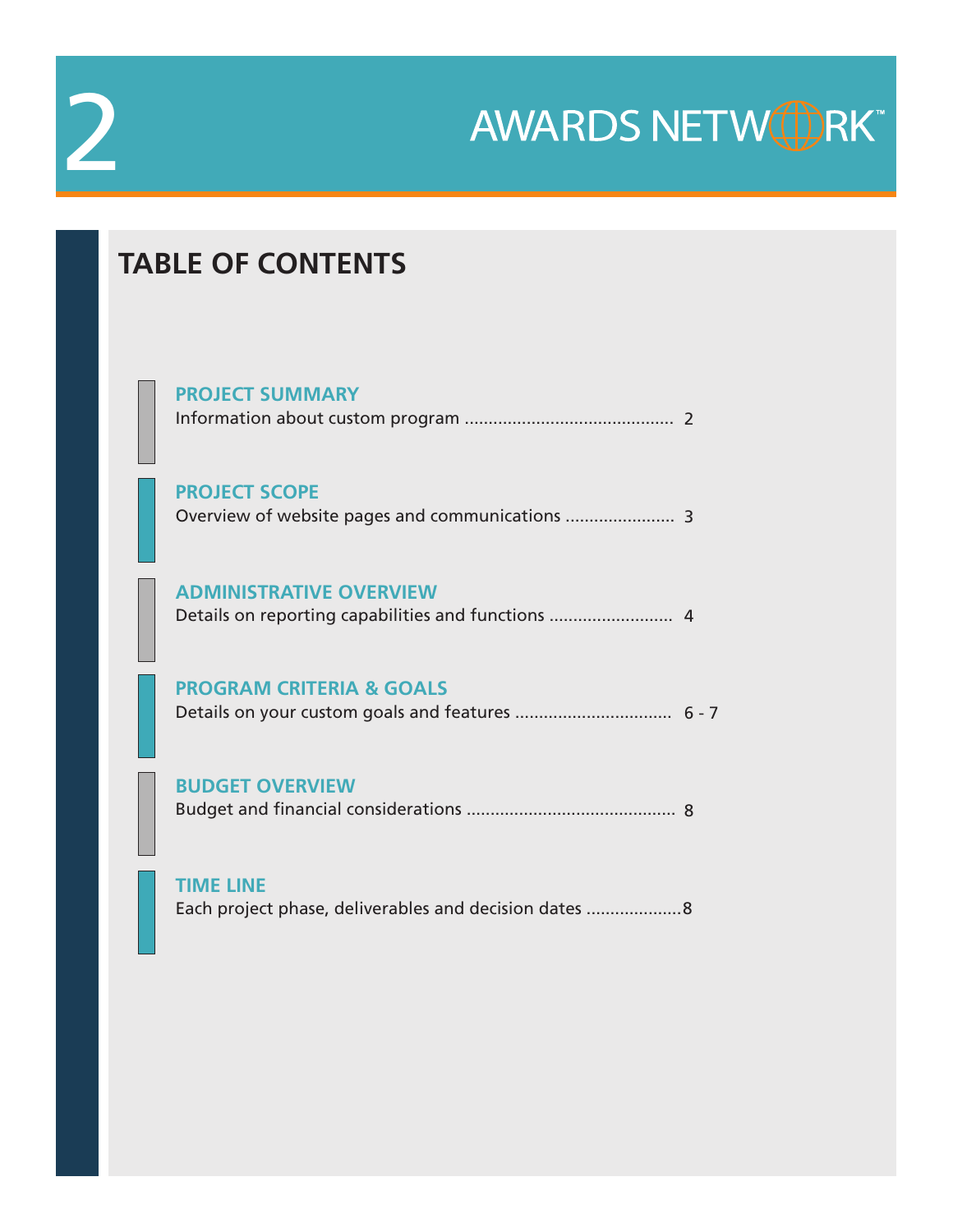# TABLE OF CONTENTS

**PROJECT SUMMARY**
Information about custom program .......................................... 2

**PROJECT SCOPE**
Overview of website pages and communications ...................... 3

**ADMINISTRATIVE OVERVIEW**
Details on reporting capabilities and functions ......................... 4

**PROGRAM CRITERIA & GOALS**
Details on your custom goals and features ................................ 6 - 7

**BUDGET OVERVIEW**
Budget and financial considerations .......................................... 8

**TIME LINE**
Each project phase, deliverables and decision dates ....................8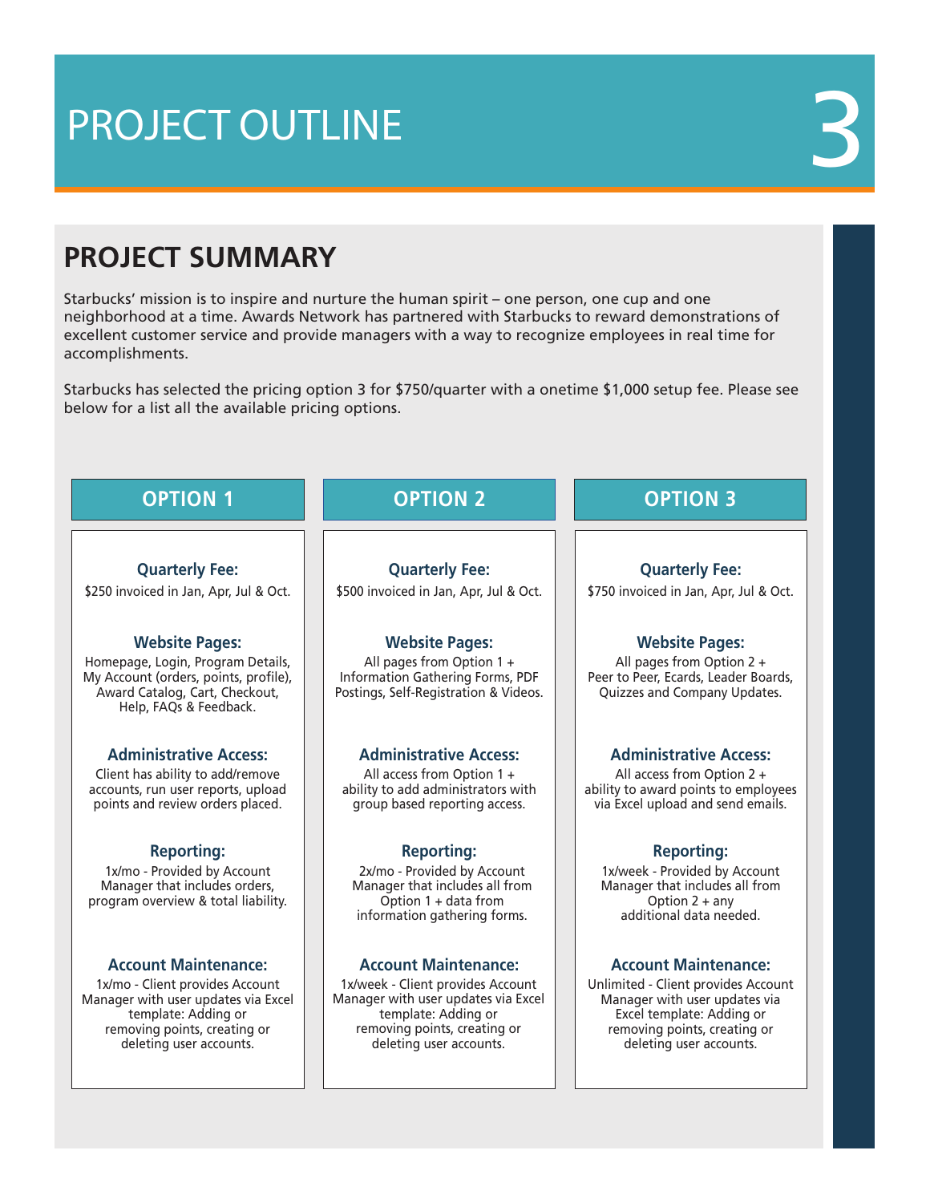# PROJECT OUTLINE

3

## PROJECT SUMMARY

Starbucks' mission is to inspire and nurture the human spirit – one person, one cup and one neighborhood at a time. Awards Network has partnered with Starbucks to reward demonstrations of excellent customer service and provide managers with a way to recognize employees in real time for accomplishments.

Starbucks has selected the pricing option 3 for $750/quarter with a onetime $1,000 setup fee. Please see below for a list all the available pricing options.

| | OPTION 1 | OPTION 2 | OPTION 3 |
|---|---|---|---|
| **Quarterly Fee:** | $250 invoiced in Jan, Apr, Jul & Oct. | $500 invoiced in Jan, Apr, Jul & Oct. | $750 invoiced in Jan, Apr, Jul & Oct. |
| **Website Pages:** | Homepage, Login, Program Details, My Account (orders, points, profile), Award Catalog, Cart, Checkout, Help, FAQs & Feedback. | All pages from Option 1 + Information Gathering Forms, PDF Postings, Self-Registration & Videos. | All pages from Option 2 + Peer to Peer, Ecards, Leader Boards, Quizzes and Company Updates. |
| **Administrative Access:** | Client has ability to add/remove accounts, run user reports, upload points and review orders placed. | All access from Option 1 + ability to add administrators with group based reporting access. | All access from Option 2 + ability to award points to employees via Excel upload and send emails. |
| **Reporting:** | 1x/mo - Provided by Account Manager that includes orders, program overview & total liability. | 2x/mo - Provided by Account Manager that includes all from Option 1 + data from information gathering forms. | 1x/week - Provided by Account Manager that includes all from Option 2 + any additional data needed. |
| **Account Maintenance:** | 1x/mo - Client provides Account Manager with user updates via Excel template: Adding or removing points, creating or deleting user accounts. | 1x/week - Client provides Account Manager with user updates via Excel template: Adding or removing points, creating or deleting user accounts. | Unlimited - Client provides Account Manager with user updates via Excel template: Adding or removing points, creating or deleting user accounts. |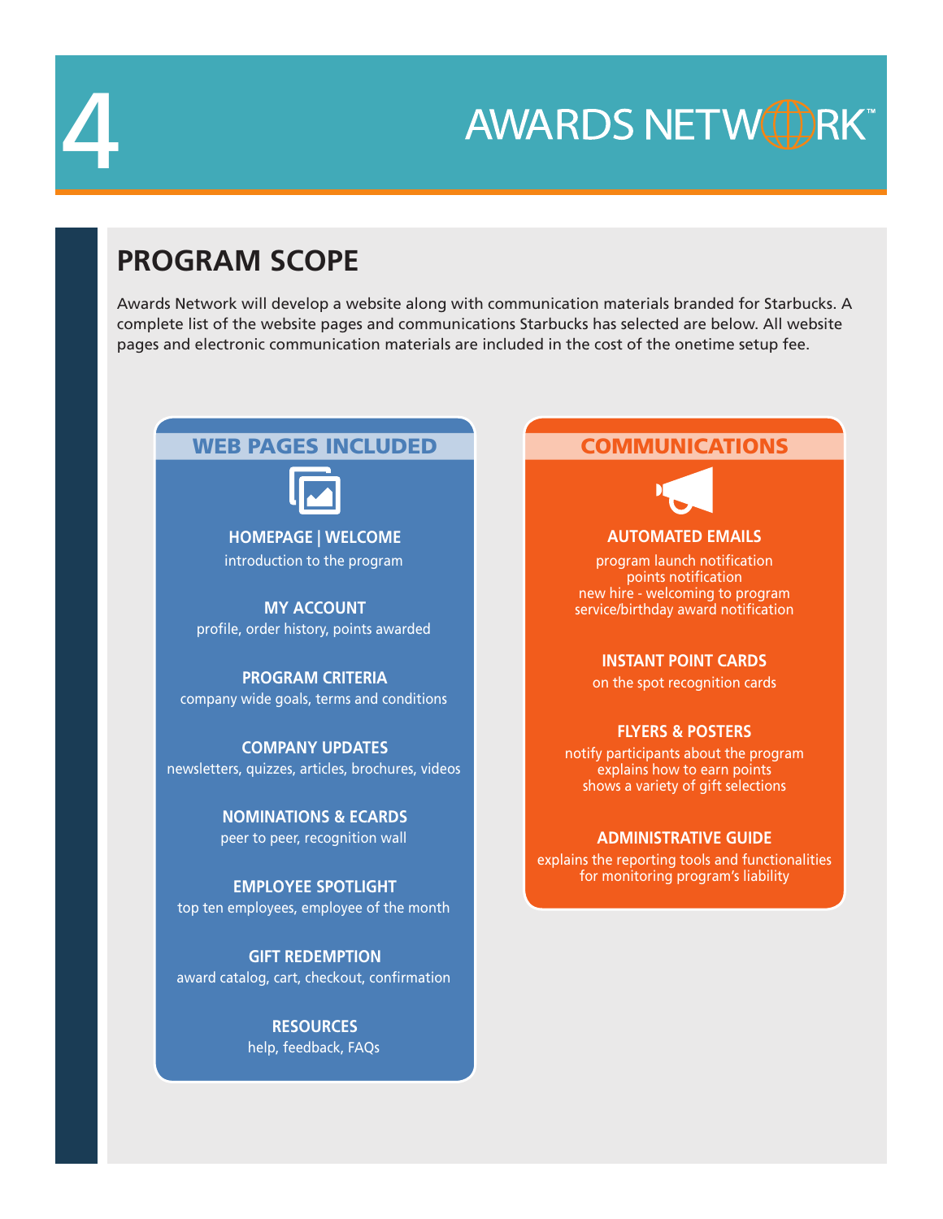# PROGRAM SCOPE

Awards Network will develop a website along with communication materials branded for Starbucks. A complete list of the website pages and communications Starbucks has selected are below. All website pages and electronic communication materials are included in the cost of the onetime setup fee.

## WEB PAGES INCLUDED

**HOMEPAGE | WELCOME**
introduction to the program

**MY ACCOUNT**
profile, order history, points awarded

**PROGRAM CRITERIA**
company wide goals, terms and conditions

**COMPANY UPDATES**
newsletters, quizzes, articles, brochures, videos

**NOMINATIONS & ECARDS**
peer to peer, recognition wall

**EMPLOYEE SPOTLIGHT**
top ten employees, employee of the month

**GIFT REDEMPTION**
award catalog, cart, checkout, confirmation

**RESOURCES**
help, feedback, FAQs

## COMMUNICATIONS

**AUTOMATED EMAILS**
program launch notification
points notification
new hire - welcoming to program
service/birthday award notification

**INSTANT POINT CARDS**
on the spot recognition cards

**FLYERS & POSTERS**
notify participants about the program
explains how to earn points
shows a variety of gift selections

**ADMINISTRATIVE GUIDE**
explains the reporting tools and functionalities for monitoring program's liability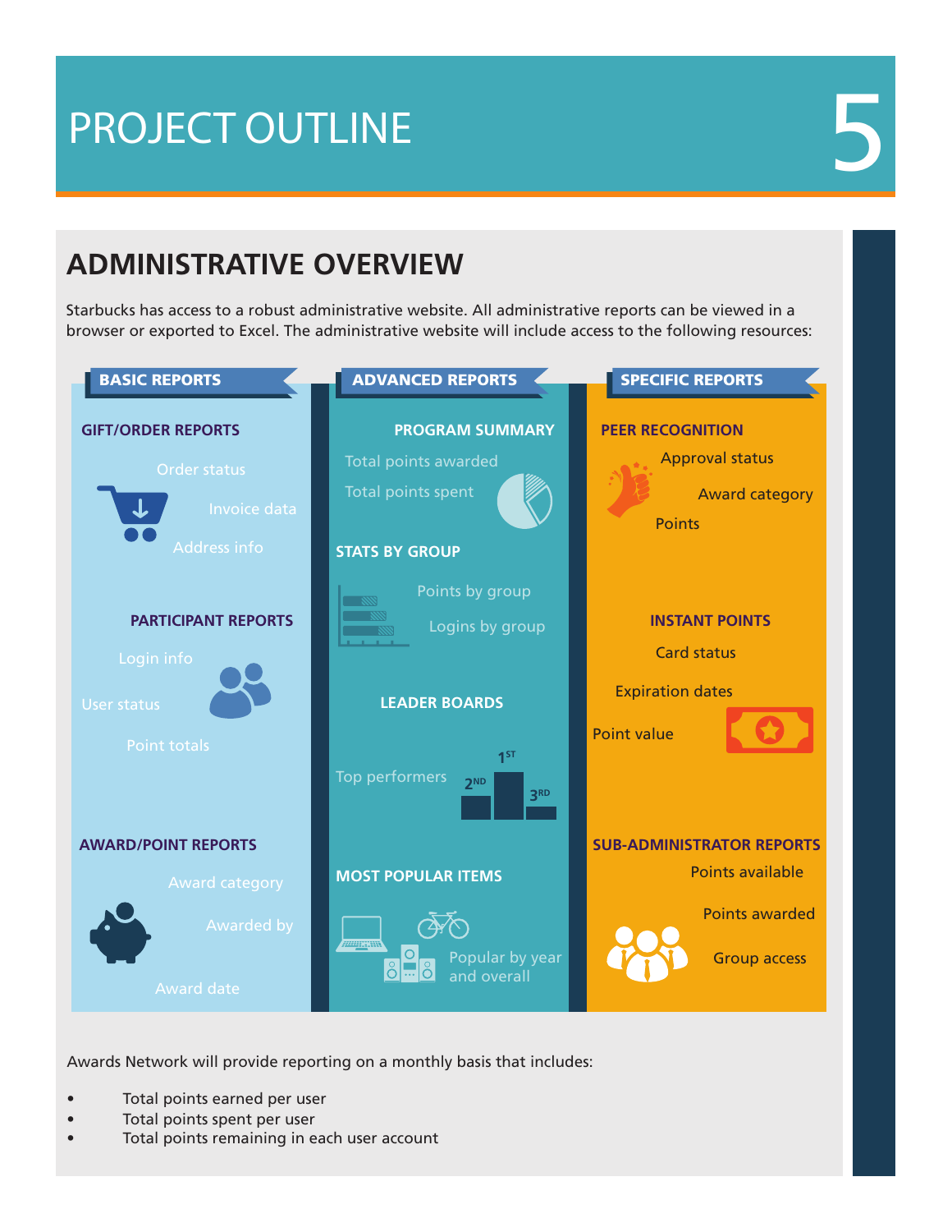# PROJECT OUTLINE

## ADMINISTRATIVE OVERVIEW

Starbucks has access to a robust administrative website. All administrative reports can be viewed in a browser or exported to Excel. The administrative website will include access to the following resources:

### BASIC REPORTS

**GIFT/ORDER REPORTS**

- Order status
- Invoice data
- Address info

**PARTICIPANT REPORTS**

- Login info
- User status
- Point totals

**AWARD/POINT REPORTS**

- Award category
- Awarded by
- Award date

### ADVANCED REPORTS

**PROGRAM SUMMARY**

- Total points awarded
- Total points spent

**STATS BY GROUP**

- Points by group
- Logins by group

**LEADER BOARDS**

- Top performers

**MOST POPULAR ITEMS**

- Popular by year and overall

### SPECIFIC REPORTS

**PEER RECOGNITION**

- Approval status
- Award category
- Points

**INSTANT POINTS**

- Card status
- Expiration dates
- Point value

**SUB-ADMINISTRATOR REPORTS**

- Points available
- Points awarded
- Group access

Awards Network will provide reporting on a monthly basis that includes:

- Total points earned per user
- Total points spent per user
- Total points remaining in each user account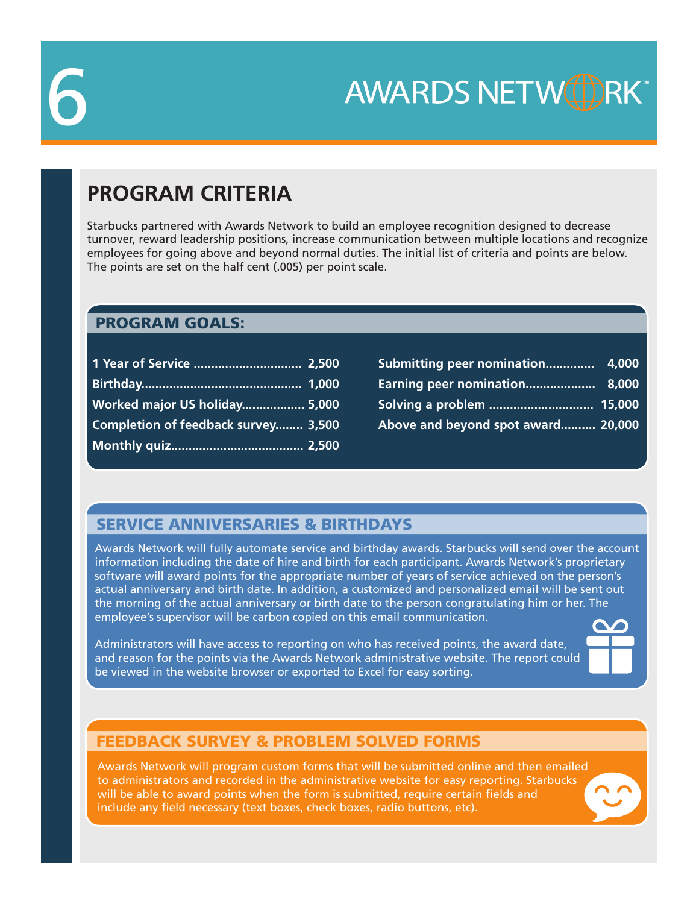# PROGRAM CRITERIA

Starbucks partnered with Awards Network to build an employee recognition designed to decrease turnover, reward leadership positions, increase communication between multiple locations and recognize employees for going above and beyond normal duties. The initial list of criteria and points are below. The points are set on the half cent (.005) per point scale.

## PROGRAM GOALS:

| Criteria | Points |
|---|---|
| 1 Year of Service | 2,500 |
| Birthday | 1,000 |
| Worked major US holiday | 5,000 |
| Completion of feedback survey | 3,500 |
| Monthly quiz | 2,500 |
| Submitting peer nomination | 4,000 |
| Earning peer nomination | 8,000 |
| Solving a problem | 15,000 |
| Above and beyond spot award | 20,000 |

## SERVICE ANNIVERSARIES & BIRTHDAYS

Awards Network will fully automate service and birthday awards. Starbucks will send over the account information including the date of hire and birth for each participant. Awards Network's proprietary software will award points for the appropriate number of years of service achieved on the person's actual anniversary and birth date. In addition, a customized and personalized email will be sent out the morning of the actual anniversary or birth date to the person congratulating him or her. The employee's supervisor will be carbon copied on this email communication.

Administrators will have access to reporting on who has received points, the award date, and reason for the points via the Awards Network administrative website. The report could be viewed in the website browser or exported to Excel for easy sorting.

## FEEDBACK SURVEY & PROBLEM SOLVED FORMS

Awards Network will program custom forms that will be submitted online and then emailed to administrators and recorded in the administrative website for easy reporting. Starbucks will be able to award points when the form is submitted, require certain fields and include any field necessary (text boxes, check boxes, radio buttons, etc).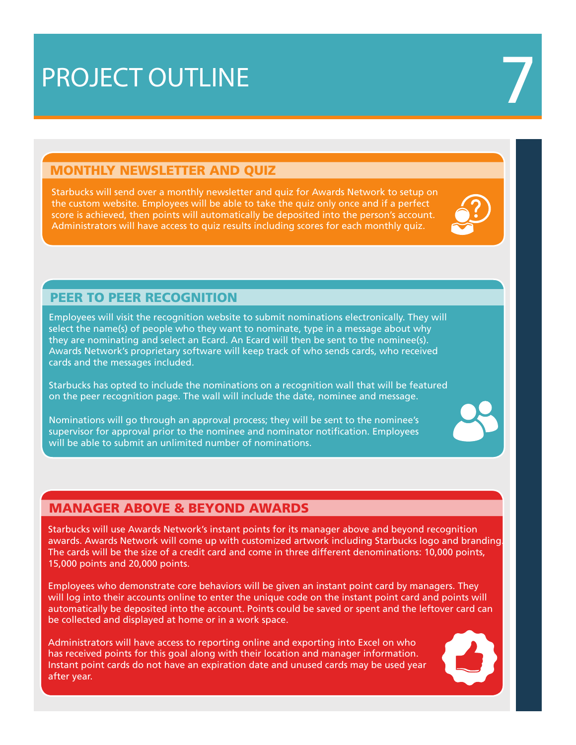# PROJECT OUTLINE

## MONTHLY NEWSLETTER AND QUIZ

Starbucks will send over a monthly newsletter and quiz for Awards Network to setup on the custom website. Employees will be able to take the quiz only once and if a perfect score is achieved, then points will automatically be deposited into the person's account. Administrators will have access to quiz results including scores for each monthly quiz.

## PEER TO PEER RECOGNITION

Employees will visit the recognition website to submit nominations electronically. They will select the name(s) of people who they want to nominate, type in a message about why they are nominating and select an Ecard. An Ecard will then be sent to the nominee(s). Awards Network's proprietary software will keep track of who sends cards, who received cards and the messages included.

Starbucks has opted to include the nominations on a recognition wall that will be featured on the peer recognition page. The wall will include the date, nominee and message.

Nominations will go through an approval process; they will be sent to the nominee's supervisor for approval prior to the nominee and nominator notification. Employees will be able to submit an unlimited number of nominations.

## MANAGER ABOVE & BEYOND AWARDS

Starbucks will use Awards Network's instant points for its manager above and beyond recognition awards. Awards Network will come up with customized artwork including Starbucks logo and branding. The cards will be the size of a credit card and come in three different denominations: 10,000 points, 15,000 points and 20,000 points.

Employees who demonstrate core behaviors will be given an instant point card by managers. They will log into their accounts online to enter the unique code on the instant point card and points will automatically be deposited into the account. Points could be saved or spent and the leftover card can be collected and displayed at home or in a work space.

Administrators will have access to reporting online and exporting into Excel on who has received points for this goal along with their location and manager information. Instant point cards do not have an expiration date and unused cards may be used year after year.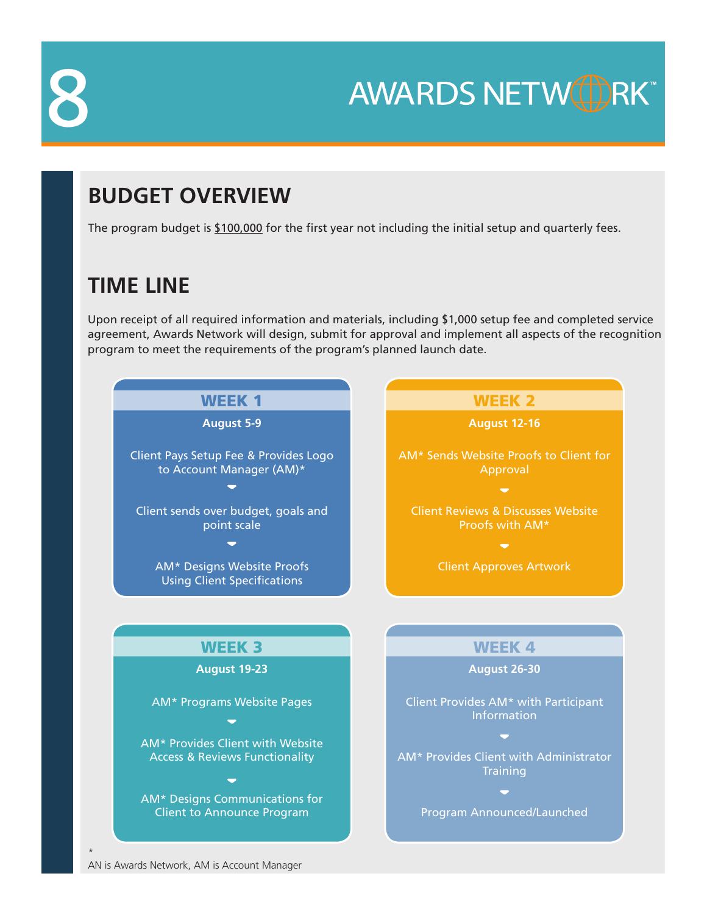## BUDGET OVERVIEW

The program budget is $100,000 for the first year not including the initial setup and quarterly fees.

## TIME LINE

Upon receipt of all required information and materials, including $1,000 setup fee and completed service agreement, Awards Network will design, submit for approval and implement all aspects of the recognition program to meet the requirements of the program's planned launch date.

### WEEK 1

**August 5-9**

Client Pays Setup Fee & Provides Logo to Account Manager (AM)*

Client sends over budget, goals and point scale

AM* Designs Website Proofs Using Client Specifications

### WEEK 2

**August 12-16**

AM* Sends Website Proofs to Client for Approval

Client Reviews & Discusses Website Proofs with AM*

Client Approves Artwork

### WEEK 3

**August 19-23**

AM* Programs Website Pages

AM* Provides Client with Website Access & Reviews Functionality

AM* Designs Communications for Client to Announce Program

### WEEK 4

**August 26-30**

Client Provides AM* with Participant Information

AM* Provides Client with Administrator Training

Program Announced/Launched

*
AN is Awards Network, AM is Account Manager